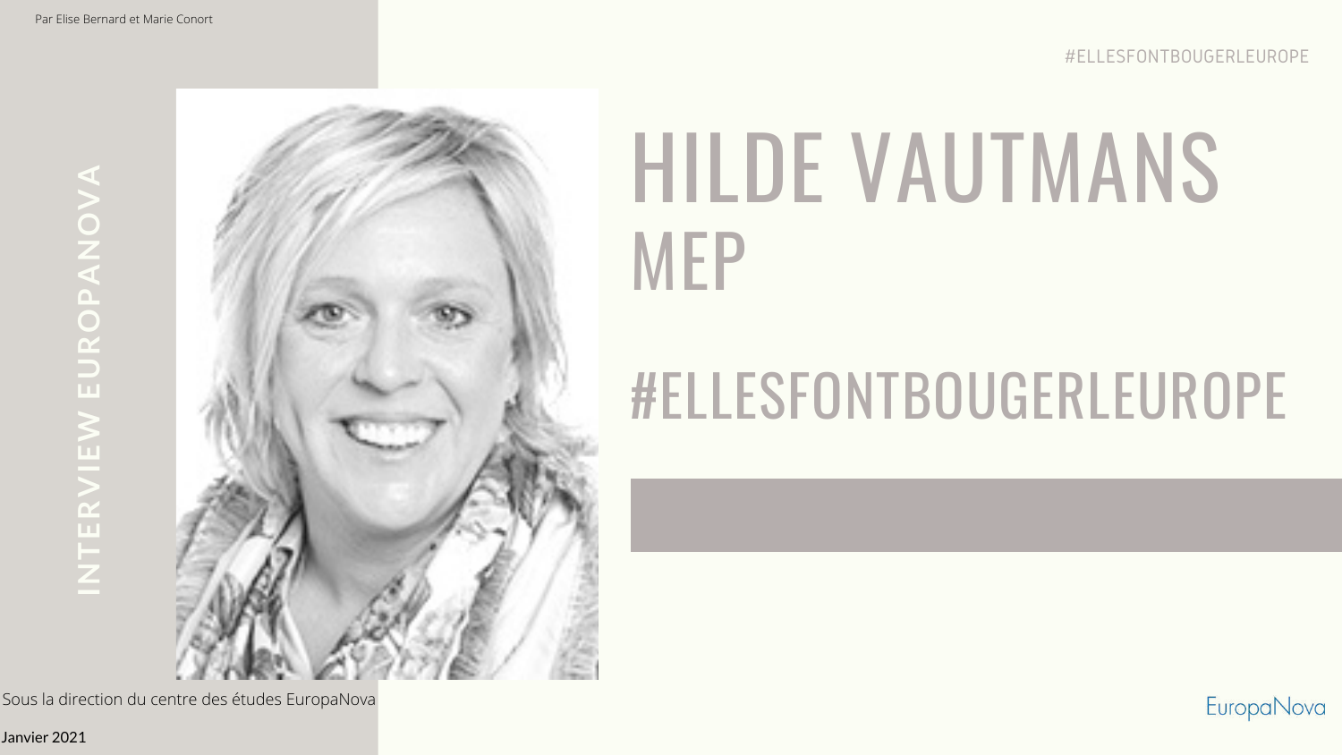Par Elise Bernard et Marie Conort

#ELLESFONTBOUGERLEUROPE

INTERVIEW EUROPANOVA

# HILDE VAUTMANS
## MEP

## #ELLESFONTBOUGERLEUROPE

Sous la direction du centre des études EuropaNova

Janvier 2021

EuropaNova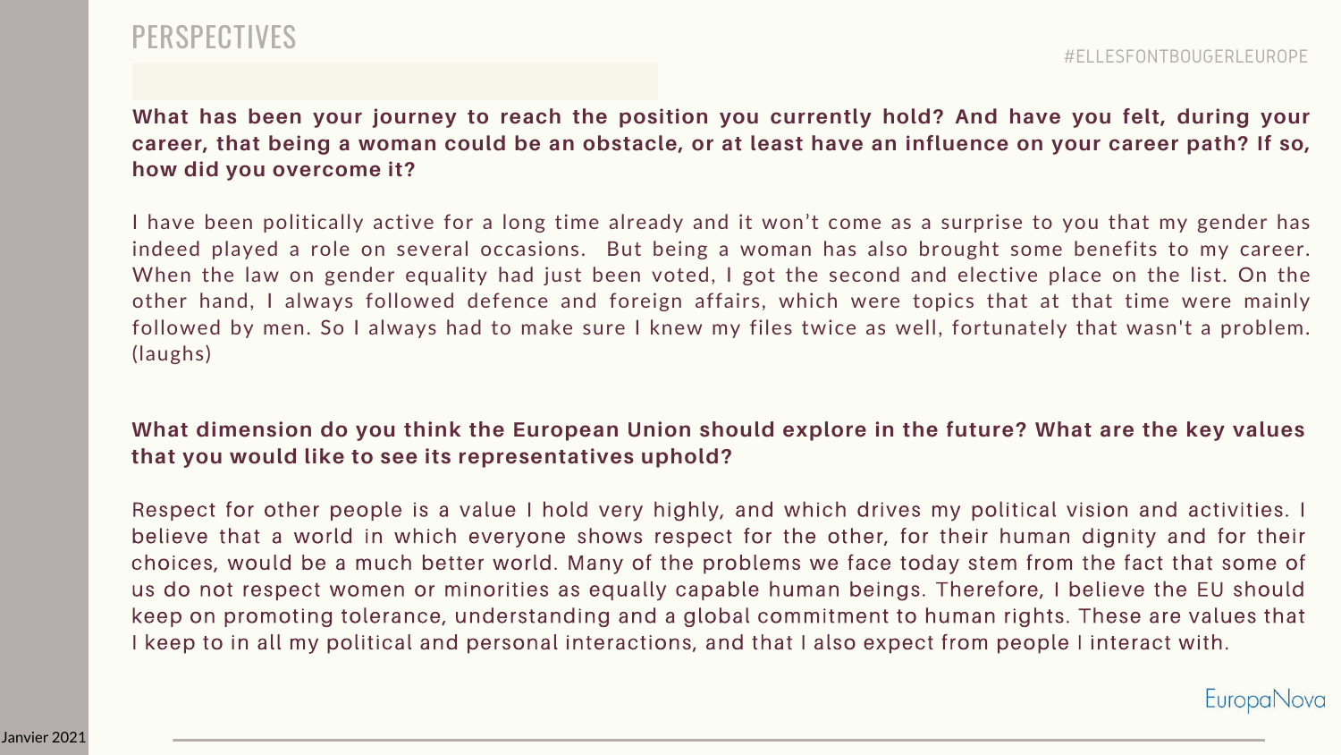# PERSPECTIVES

**What has been your journey to reach the position you currently hold? And have you felt, during your career, that being a woman could be an obstacle, or at least have an influence on your career path? If so, how did you overcome it?**

I have been politically active for a long time already and it won't come as a surprise to you that my gender has indeed played a role on several occasions. But being a woman has also brought some benefits to my career. When the law on gender equality had just been voted, I got the second and elective place on the list. On the other hand, I always followed defence and foreign affairs, which were topics that at that time were mainly followed by men. So I always had to make sure I knew my files twice as well, fortunately that wasn't a problem. (laughs)

**What dimension do you think the European Union should explore in the future? What are the key values that you would like to see its representatives uphold?**

Respect for other people is a value I hold very highly, and which drives my political vision and activities. I believe that a world in which everyone shows respect for the other, for their human dignity and for their choices, would be a much better world. Many of the problems we face today stem from the fact that some of us do not respect women or minorities as equally capable human beings. Therefore, I believe the EU should keep on promoting tolerance, understanding and a global commitment to human rights. These are values that I keep to in all my political and personal interactions, and that I also expect from people I interact with.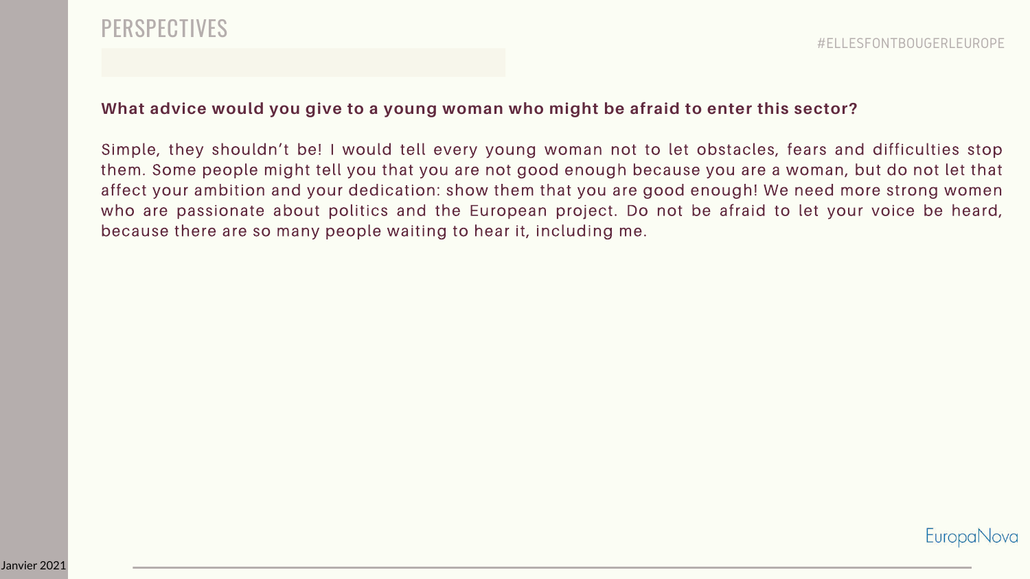# PERSPECTIVES

**What advice would you give to a young woman who might be afraid to enter this sector?**

Simple, they shouldn't be! I would tell every young woman not to let obstacles, fears and difficulties stop them. Some people might tell you that you are not good enough because you are a woman, but do not let that affect your ambition and your dedication: show them that you are good enough! We need more strong women who are passionate about politics and the European project. Do not be afraid to let your voice be heard, because there are so many people waiting to hear it, including me.